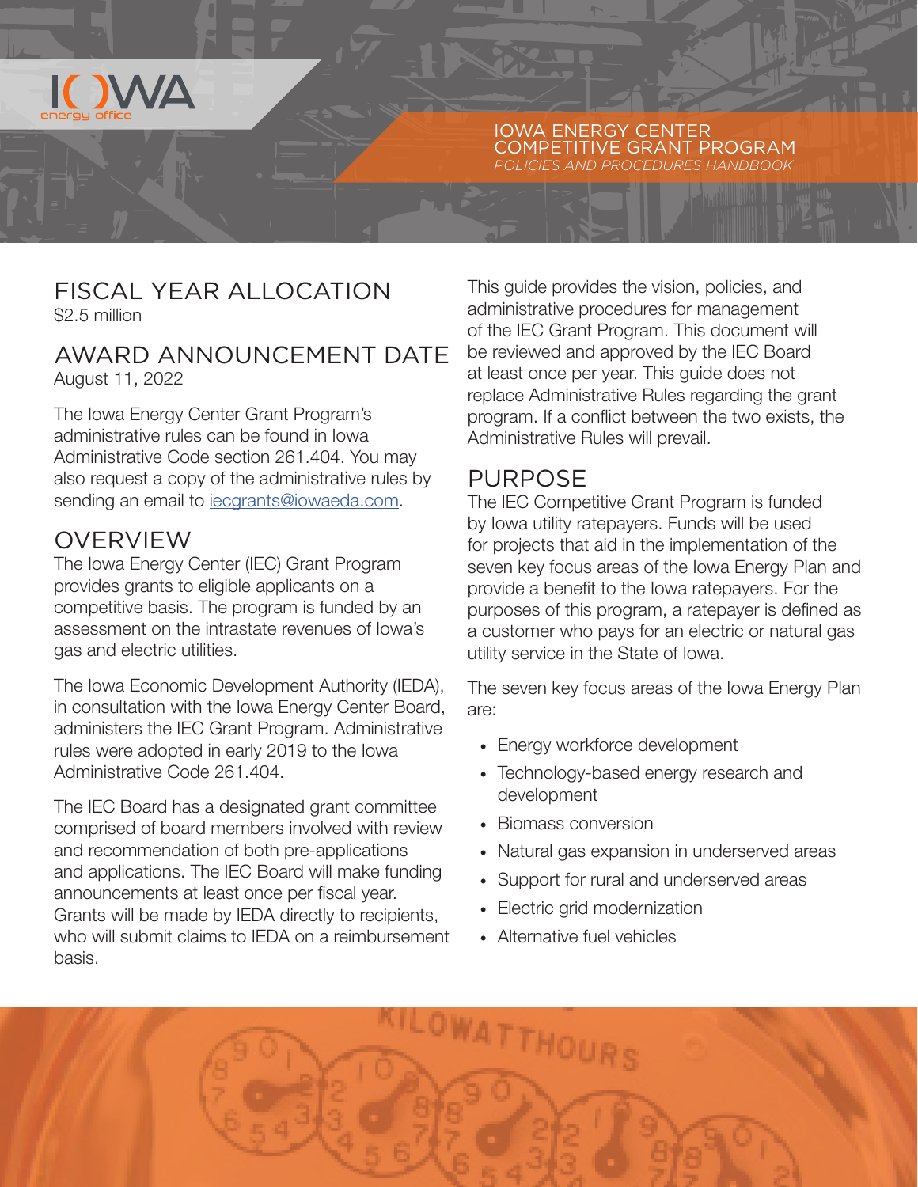# IOWA ENERGY CENTER COMPETITIVE GRANT PROGRAM

*POLICIES AND PROCEDURES HANDBOOK*

## FISCAL YEAR ALLOCATION

$2.5 million

## AWARD ANNOUNCEMENT DATE

August 11, 2022

The Iowa Energy Center Grant Program's administrative rules can be found in Iowa Administrative Code section 261.404. You may also request a copy of the administrative rules by sending an email to iecgrants@iowaeda.com.

## OVERVIEW

The Iowa Energy Center (IEC) Grant Program provides grants to eligible applicants on a competitive basis. The program is funded by an assessment on the intrastate revenues of Iowa's gas and electric utilities.

The Iowa Economic Development Authority (IEDA), in consultation with the Iowa Energy Center Board, administers the IEC Grant Program. Administrative rules were adopted in early 2019 to the Iowa Administrative Code 261.404.

The IEC Board has a designated grant committee comprised of board members involved with review and recommendation of both pre-applications and applications. The IEC Board will make funding announcements at least once per fiscal year. Grants will be made by IEDA directly to recipients, who will submit claims to IEDA on a reimbursement basis.

This guide provides the vision, policies, and administrative procedures for management of the IEC Grant Program. This document will be reviewed and approved by the IEC Board at least once per year. This guide does not replace Administrative Rules regarding the grant program. If a conflict between the two exists, the Administrative Rules will prevail.

## PURPOSE

The IEC Competitive Grant Program is funded by Iowa utility ratepayers. Funds will be used for projects that aid in the implementation of the seven key focus areas of the Iowa Energy Plan and provide a benefit to the Iowa ratepayers. For the purposes of this program, a ratepayer is defined as a customer who pays for an electric or natural gas utility service in the State of Iowa.

The seven key focus areas of the Iowa Energy Plan are:

- Energy workforce development
- Technology-based energy research and development
- Biomass conversion
- Natural gas expansion in underserved areas
- Support for rural and underserved areas
- Electric grid modernization
- Alternative fuel vehicles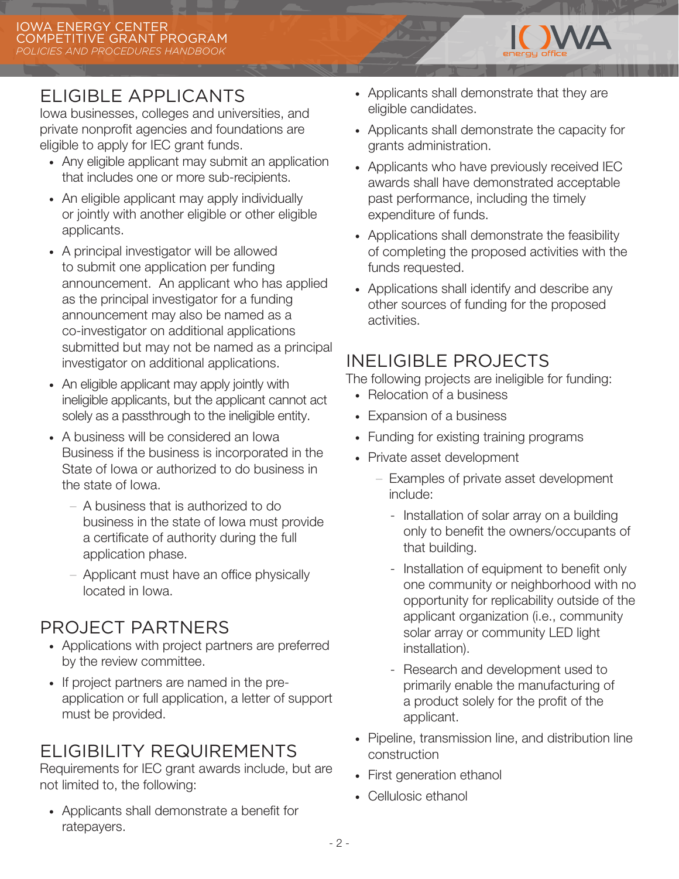## ELIGIBLE APPLICANTS

Iowa businesses, colleges and universities, and private nonprofit agencies and foundations are eligible to apply for IEC grant funds.

- Any eligible applicant may submit an application that includes one or more sub-recipients.
- An eligible applicant may apply individually or jointly with another eligible or other eligible applicants.
- A principal investigator will be allowed to submit one application per funding announcement. An applicant who has applied as the principal investigator for a funding announcement may also be named as a co-investigator on additional applications submitted but may not be named as a principal investigator on additional applications.
- An eligible applicant may apply jointly with ineligible applicants, but the applicant cannot act solely as a passthrough to the ineligible entity.
- A business will be considered an Iowa Business if the business is incorporated in the State of Iowa or authorized to do business in the state of Iowa.
  - A business that is authorized to do business in the state of Iowa must provide a certificate of authority during the full application phase.
  - Applicant must have an office physically located in Iowa.

## PROJECT PARTNERS

- Applications with project partners are preferred by the review committee.
- If project partners are named in the pre-application or full application, a letter of support must be provided.

## ELIGIBILITY REQUIREMENTS

Requirements for IEC grant awards include, but are not limited to, the following:

- Applicants shall demonstrate a benefit for ratepayers.
- Applicants shall demonstrate that they are eligible candidates.
- Applicants shall demonstrate the capacity for grants administration.
- Applicants who have previously received IEC awards shall have demonstrated acceptable past performance, including the timely expenditure of funds.
- Applications shall demonstrate the feasibility of completing the proposed activities with the funds requested.
- Applications shall identify and describe any other sources of funding for the proposed activities.

## INELIGIBLE PROJECTS

The following projects are ineligible for funding:

- Relocation of a business
- Expansion of a business
- Funding for existing training programs
- Private asset development
  - Examples of private asset development include:
    - Installation of solar array on a building only to benefit the owners/occupants of that building.
    - Installation of equipment to benefit only one community or neighborhood with no opportunity for replicability outside of the applicant organization (i.e., community solar array or community LED light installation).
    - Research and development used to primarily enable the manufacturing of a product solely for the profit of the applicant.
- Pipeline, transmission line, and distribution line construction
- First generation ethanol
- Cellulosic ethanol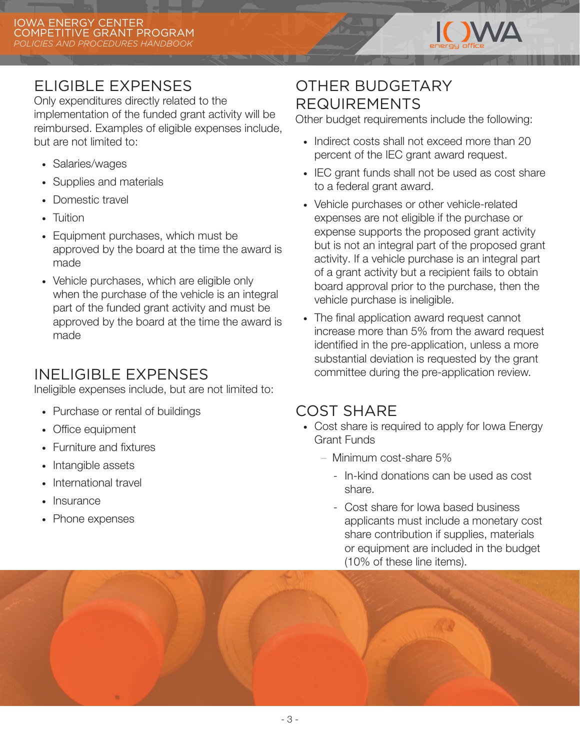## ELIGIBLE EXPENSES

Only expenditures directly related to the implementation of the funded grant activity will be reimbursed. Examples of eligible expenses include, but are not limited to:

- Salaries/wages
- Supplies and materials
- Domestic travel
- Tuition
- Equipment purchases, which must be approved by the board at the time the award is made
- Vehicle purchases, which are eligible only when the purchase of the vehicle is an integral part of the funded grant activity and must be approved by the board at the time the award is made

## INELIGIBLE EXPENSES

Ineligible expenses include, but are not limited to:

- Purchase or rental of buildings
- Office equipment
- Furniture and fixtures
- Intangible assets
- International travel
- Insurance
- Phone expenses

## OTHER BUDGETARY REQUIREMENTS

Other budget requirements include the following:

- Indirect costs shall not exceed more than 20 percent of the IEC grant award request.
- IEC grant funds shall not be used as cost share to a federal grant award.
- Vehicle purchases or other vehicle-related expenses are not eligible if the purchase or expense supports the proposed grant activity but is not an integral part of the proposed grant activity. If a vehicle purchase is an integral part of a grant activity but a recipient fails to obtain board approval prior to the purchase, then the vehicle purchase is ineligible.
- The final application award request cannot increase more than 5% from the award request identified in the pre-application, unless a more substantial deviation is requested by the grant committee during the pre-application review.

## COST SHARE

- Cost share is required to apply for Iowa Energy Grant Funds
  - Minimum cost-share 5%
    - In-kind donations can be used as cost share.
    - Cost share for Iowa based business applicants must include a monetary cost share contribution if supplies, materials or equipment are included in the budget (10% of these line items).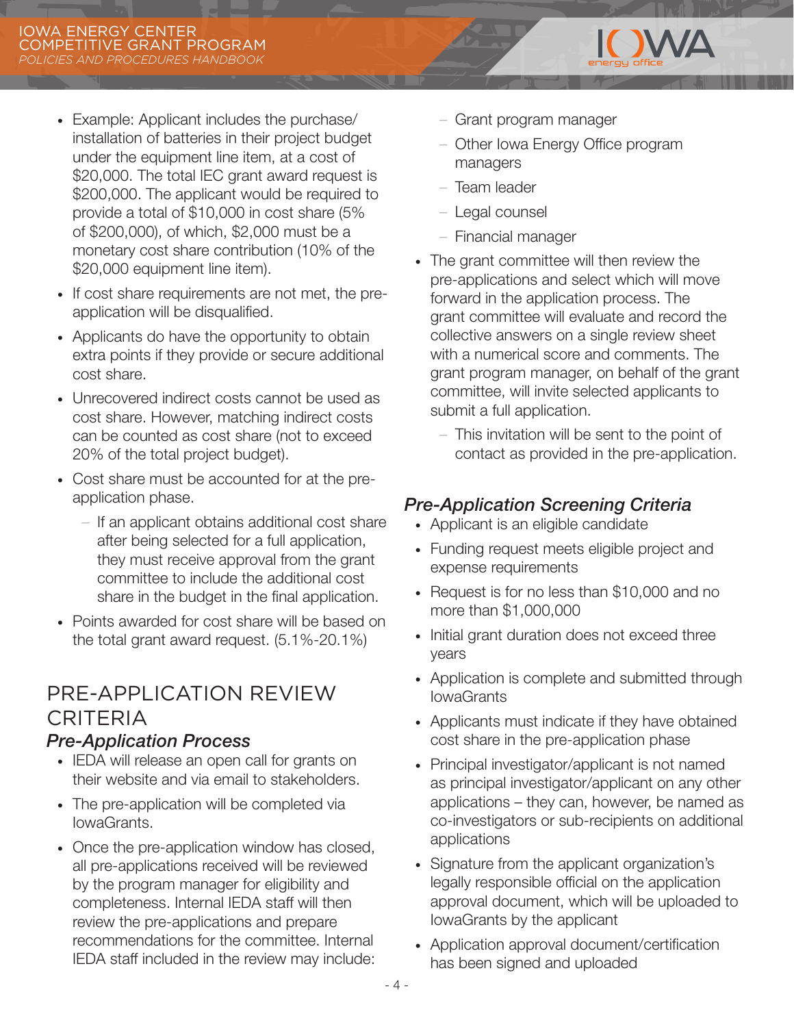- Example: Applicant includes the purchase/installation of batteries in their project budget under the equipment line item, at a cost of $20,000. The total IEC grant award request is $200,000. The applicant would be required to provide a total of $10,000 in cost share (5% of $200,000), of which, $2,000 must be a monetary cost share contribution (10% of the $20,000 equipment line item).
- If cost share requirements are not met, the pre-application will be disqualified.
- Applicants do have the opportunity to obtain extra points if they provide or secure additional cost share.
- Unrecovered indirect costs cannot be used as cost share. However, matching indirect costs can be counted as cost share (not to exceed 20% of the total project budget).
- Cost share must be accounted for at the pre-application phase.
  - If an applicant obtains additional cost share after being selected for a full application, they must receive approval from the grant committee to include the additional cost share in the budget in the final application.
- Points awarded for cost share will be based on the total grant award request. (5.1%-20.1%)

## PRE-APPLICATION REVIEW CRITERIA

### *Pre-Application Process*

- IEDA will release an open call for grants on their website and via email to stakeholders.
- The pre-application will be completed via IowaGrants.
- Once the pre-application window has closed, all pre-applications received will be reviewed by the program manager for eligibility and completeness. Internal IEDA staff will then review the pre-applications and prepare recommendations for the committee. Internal IEDA staff included in the review may include:
  - Grant program manager
  - Other Iowa Energy Office program managers
  - Team leader
  - Legal counsel
  - Financial manager
- The grant committee will then review the pre-applications and select which will move forward in the application process. The grant committee will evaluate and record the collective answers on a single review sheet with a numerical score and comments. The grant program manager, on behalf of the grant committee, will invite selected applicants to submit a full application.
  - This invitation will be sent to the point of contact as provided in the pre-application.

### *Pre-Application Screening Criteria*

- Applicant is an eligible candidate
- Funding request meets eligible project and expense requirements
- Request is for no less than $10,000 and no more than $1,000,000
- Initial grant duration does not exceed three years
- Application is complete and submitted through IowaGrants
- Applicants must indicate if they have obtained cost share in the pre-application phase
- Principal investigator/applicant is not named as principal investigator/applicant on any other applications – they can, however, be named as co-investigators or sub-recipients on additional applications
- Signature from the applicant organization's legally responsible official on the application approval document, which will be uploaded to IowaGrants by the applicant
- Application approval document/certification has been signed and uploaded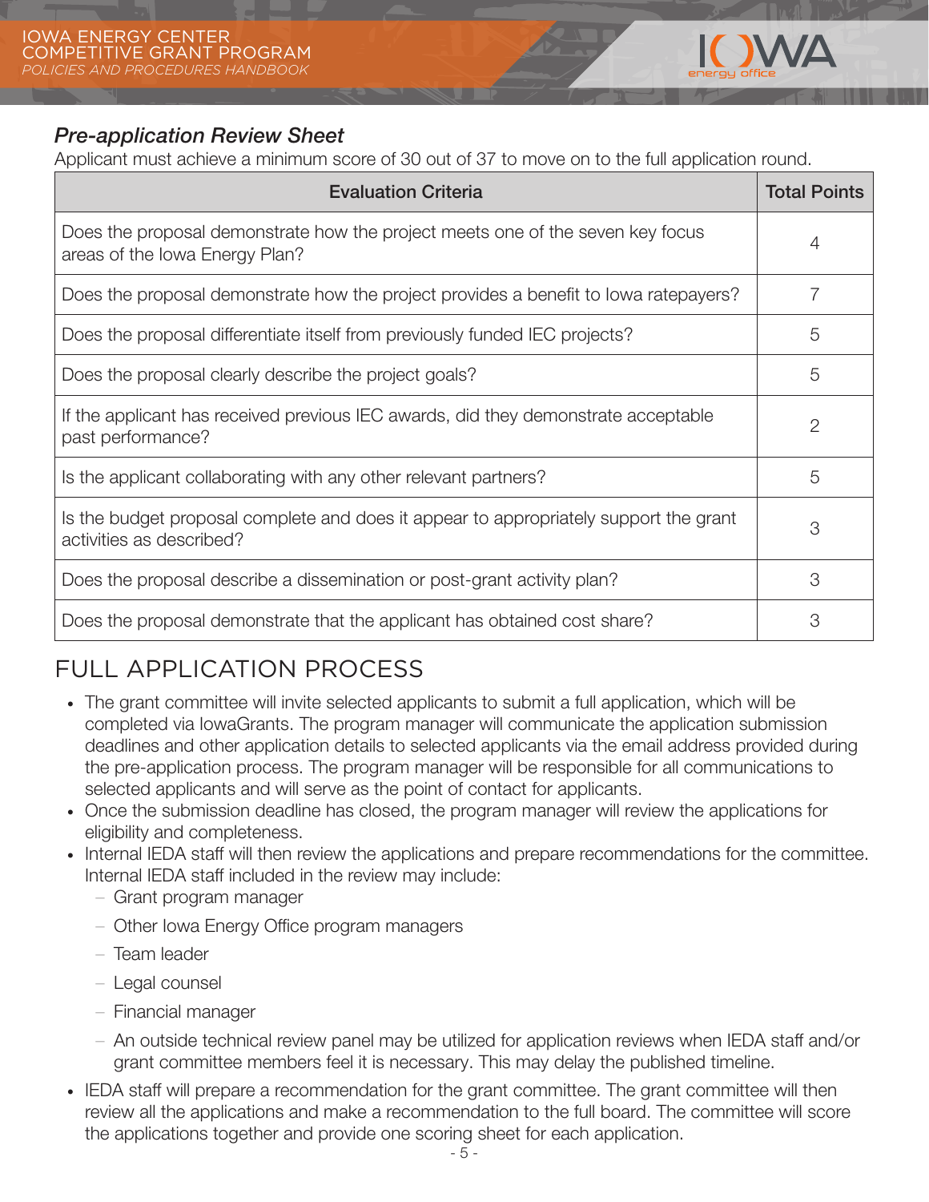### *Pre-application Review Sheet*

Applicant must achieve a minimum score of 30 out of 37 to move on to the full application round.

| Evaluation Criteria | Total Points |
|---|---|
| Does the proposal demonstrate how the project meets one of the seven key focus areas of the Iowa Energy Plan? | 4 |
| Does the proposal demonstrate how the project provides a benefit to Iowa ratepayers? | 7 |
| Does the proposal differentiate itself from previously funded IEC projects? | 5 |
| Does the proposal clearly describe the project goals? | 5 |
| If the applicant has received previous IEC awards, did they demonstrate acceptable past performance? | 2 |
| Is the applicant collaborating with any other relevant partners? | 5 |
| Is the budget proposal complete and does it appear to appropriately support the grant activities as described? | 3 |
| Does the proposal describe a dissemination or post-grant activity plan? | 3 |
| Does the proposal demonstrate that the applicant has obtained cost share? | 3 |

## FULL APPLICATION PROCESS

- The grant committee will invite selected applicants to submit a full application, which will be completed via IowaGrants. The program manager will communicate the application submission deadlines and other application details to selected applicants via the email address provided during the pre-application process. The program manager will be responsible for all communications to selected applicants and will serve as the point of contact for applicants.
- Once the submission deadline has closed, the program manager will review the applications for eligibility and completeness.
- Internal IEDA staff will then review the applications and prepare recommendations for the committee. Internal IEDA staff included in the review may include:
  - Grant program manager
  - Other Iowa Energy Office program managers
  - Team leader
  - Legal counsel
  - Financial manager
  - An outside technical review panel may be utilized for application reviews when IEDA staff and/or grant committee members feel it is necessary. This may delay the published timeline.
- IEDA staff will prepare a recommendation for the grant committee. The grant committee will then review all the applications and make a recommendation to the full board. The committee will score the applications together and provide one scoring sheet for each application.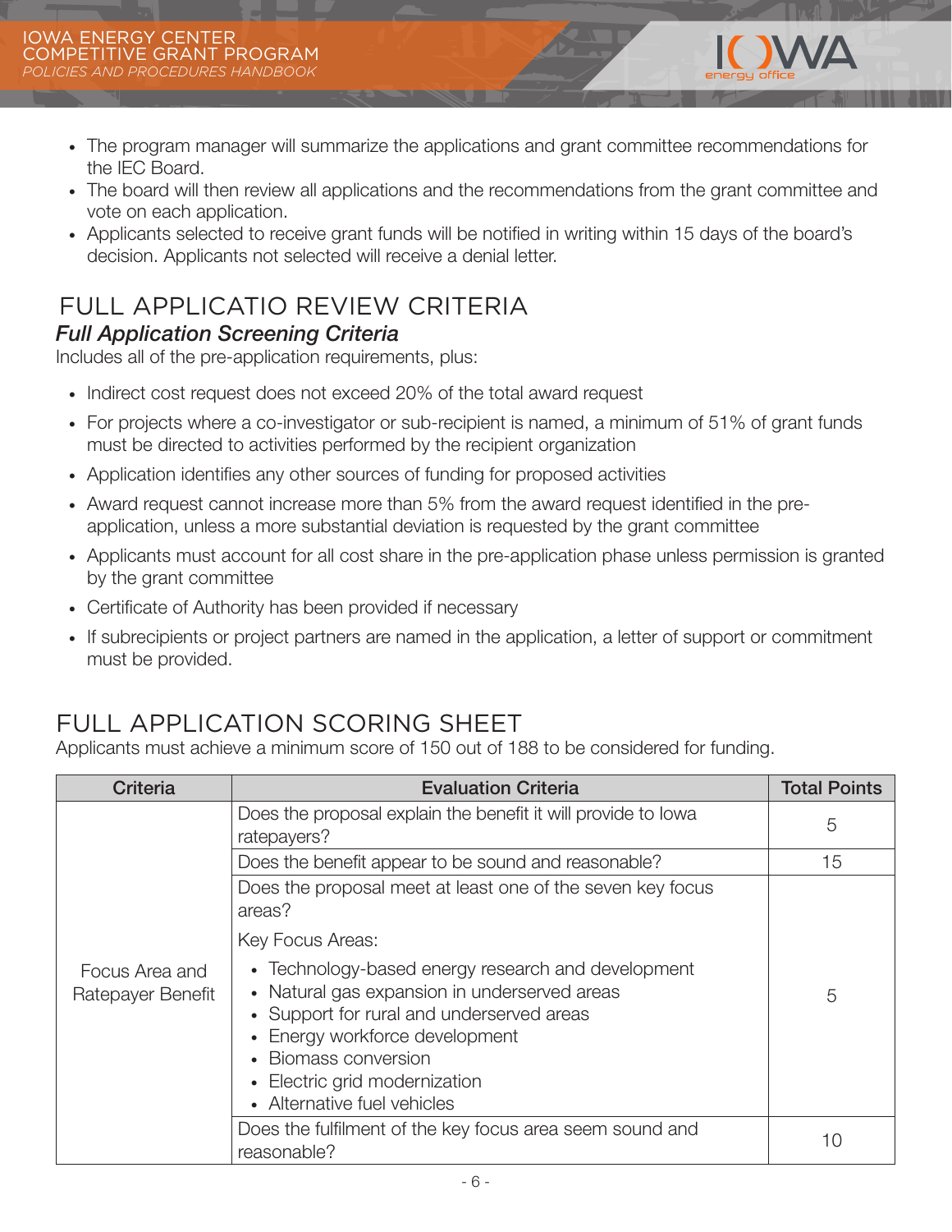- The program manager will summarize the applications and grant committee recommendations for the IEC Board.
- The board will then review all applications and the recommendations from the grant committee and vote on each application.
- Applicants selected to receive grant funds will be notified in writing within 15 days of the board's decision. Applicants not selected will receive a denial letter.

## FULL APPLICATIO REVIEW CRITERIA

### *Full Application Screening Criteria*

Includes all of the pre-application requirements, plus:

- Indirect cost request does not exceed 20% of the total award request
- For projects where a co-investigator or sub-recipient is named, a minimum of 51% of grant funds must be directed to activities performed by the recipient organization
- Application identifies any other sources of funding for proposed activities
- Award request cannot increase more than 5% from the award request identified in the pre-application, unless a more substantial deviation is requested by the grant committee
- Applicants must account for all cost share in the pre-application phase unless permission is granted by the grant committee
- Certificate of Authority has been provided if necessary
- If subrecipients or project partners are named in the application, a letter of support or commitment must be provided.

## FULL APPLICATION SCORING SHEET

Applicants must achieve a minimum score of 150 out of 188 to be considered for funding.

| Criteria | Evaluation Criteria | Total Points |
|---|---|---|
| Focus Area and Ratepayer Benefit | Does the proposal explain the benefit it will provide to Iowa ratepayers? | 5 |
| | Does the benefit appear to be sound and reasonable? | 15 |
| | Does the proposal meet at least one of the seven key focus areas?<br>Key Focus Areas:<br>• Technology-based energy research and development<br>• Natural gas expansion in underserved areas<br>• Support for rural and underserved areas<br>• Energy workforce development<br>• Biomass conversion<br>• Electric grid modernization<br>• Alternative fuel vehicles | 5 |
| | Does the fulfilment of the key focus area seem sound and reasonable? | 10 |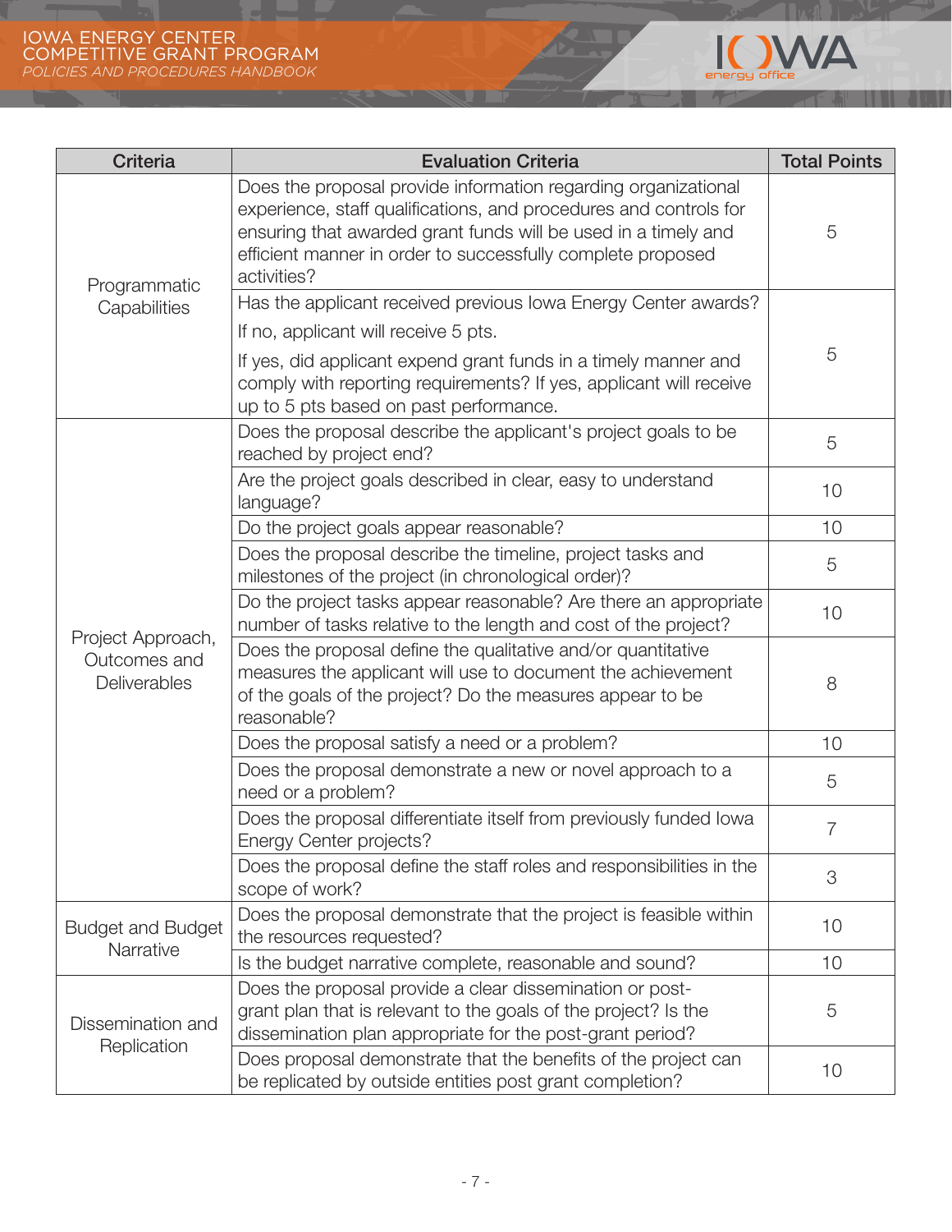| Criteria | Evaluation Criteria | Total Points |
|---|---|---|
| Programmatic Capabilities | Does the proposal provide information regarding organizational experience, staff qualifications, and procedures and controls for ensuring that awarded grant funds will be used in a timely and efficient manner in order to successfully complete proposed activities? | 5 |
| | Has the applicant received previous Iowa Energy Center awards? If no, applicant will receive 5 pts. If yes, did applicant expend grant funds in a timely manner and comply with reporting requirements? If yes, applicant will receive up to 5 pts based on past performance. | 5 |
| Project Approach, Outcomes and Deliverables | Does the proposal describe the applicant's project goals to be reached by project end? | 5 |
| | Are the project goals described in clear, easy to understand language? | 10 |
| | Do the project goals appear reasonable? | 10 |
| | Does the proposal describe the timeline, project tasks and milestones of the project (in chronological order)? | 5 |
| | Do the project tasks appear reasonable? Are there an appropriate number of tasks relative to the length and cost of the project? | 10 |
| | Does the proposal define the qualitative and/or quantitative measures the applicant will use to document the achievement of the goals of the project? Do the measures appear to be reasonable? | 8 |
| | Does the proposal satisfy a need or a problem? | 10 |
| | Does the proposal demonstrate a new or novel approach to a need or a problem? | 5 |
| | Does the proposal differentiate itself from previously funded Iowa Energy Center projects? | 7 |
| | Does the proposal define the staff roles and responsibilities in the scope of work? | 3 |
| Budget and Budget Narrative | Does the proposal demonstrate that the project is feasible within the resources requested? | 10 |
| | Is the budget narrative complete, reasonable and sound? | 10 |
| Dissemination and Replication | Does the proposal provide a clear dissemination or post-grant plan that is relevant to the goals of the project? Is the dissemination plan appropriate for the post-grant period? | 5 |
| | Does proposal demonstrate that the benefits of the project can be replicated by outside entities post grant completion? | 10 |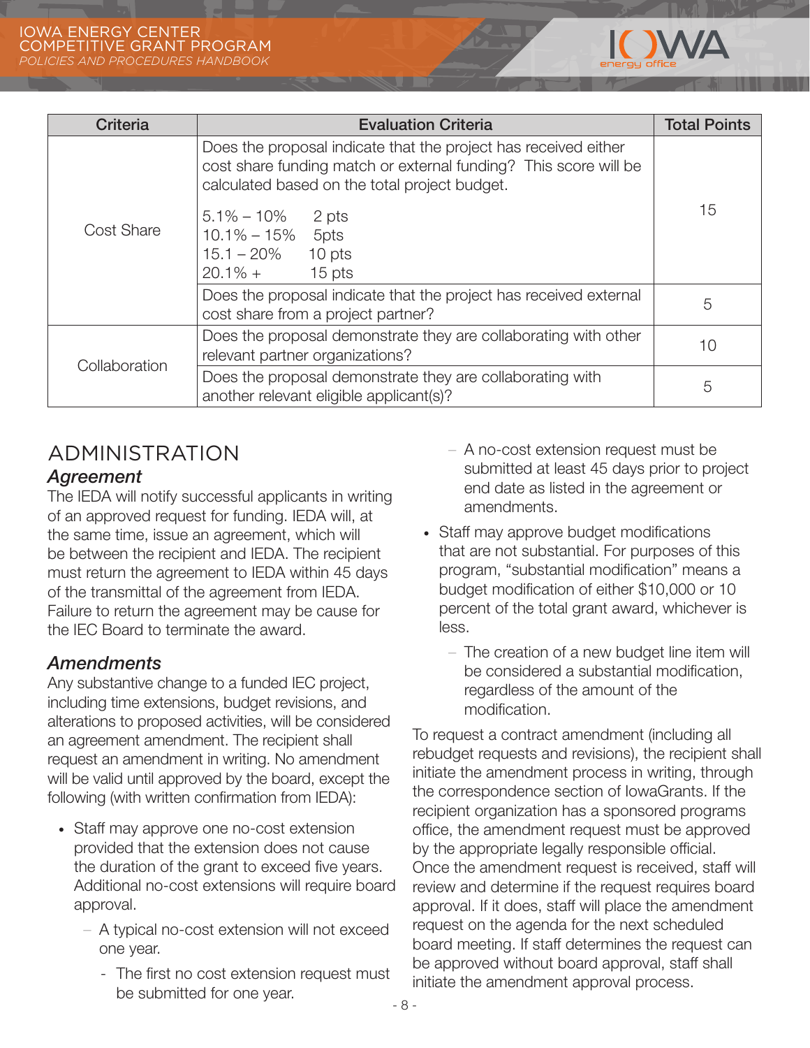| Criteria | Evaluation Criteria | Total Points |
|---|---|---|
| Cost Share | Does the proposal indicate that the project has received either cost share funding match or external funding? This score will be calculated based on the total project budget.<br><br>5.1% – 10% 2 pts<br>10.1% – 15% 5pts<br>15.1 – 20% 10 pts<br>20.1% + 15 pts | 15 |
| | Does the proposal indicate that the project has received external cost share from a project partner? | 5 |
| Collaboration | Does the proposal demonstrate they are collaborating with other relevant partner organizations? | 10 |
| | Does the proposal demonstrate they are collaborating with another relevant eligible applicant(s)? | 5 |

## ADMINISTRATION

### *Agreement*

The IEDA will notify successful applicants in writing of an approved request for funding. IEDA will, at the same time, issue an agreement, which will be between the recipient and IEDA. The recipient must return the agreement to IEDA within 45 days of the transmittal of the agreement from IEDA. Failure to return the agreement may be cause for the IEC Board to terminate the award.

### *Amendments*

Any substantive change to a funded IEC project, including time extensions, budget revisions, and alterations to proposed activities, will be considered an agreement amendment. The recipient shall request an amendment in writing. No amendment will be valid until approved by the board, except the following (with written confirmation from IEDA):

- Staff may approve one no-cost extension provided that the extension does not cause the duration of the grant to exceed five years. Additional no-cost extensions will require board approval.
  - A typical no-cost extension will not exceed one year.
  - The first no cost extension request must be submitted for one year.
  - A no-cost extension request must be submitted at least 45 days prior to project end date as listed in the agreement or amendments.
- Staff may approve budget modifications that are not substantial. For purposes of this program, "substantial modification" means a budget modification of either $10,000 or 10 percent of the total grant award, whichever is less.
  - The creation of a new budget line item will be considered a substantial modification, regardless of the amount of the modification.

To request a contract amendment (including all rebudget requests and revisions), the recipient shall initiate the amendment process in writing, through the correspondence section of IowaGrants. If the recipient organization has a sponsored programs office, the amendment request must be approved by the appropriate legally responsible official. Once the amendment request is received, staff will review and determine if the request requires board approval. If it does, staff will place the amendment request on the agenda for the next scheduled board meeting. If staff determines the request can be approved without board approval, staff shall initiate the amendment approval process.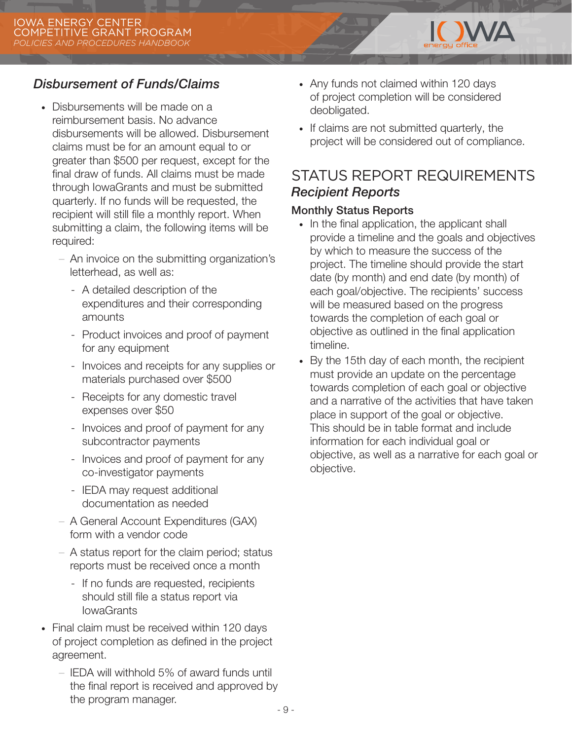### *Disbursement of Funds/Claims*

- Disbursements will be made on a reimbursement basis. No advance disbursements will be allowed. Disbursement claims must be for an amount equal to or greater than $500 per request, except for the final draw of funds. All claims must be made through IowaGrants and must be submitted quarterly. If no funds will be requested, the recipient will still file a monthly report. When submitting a claim, the following items will be required:
  - An invoice on the submitting organization's letterhead, as well as:
    - A detailed description of the expenditures and their corresponding amounts
    - Product invoices and proof of payment for any equipment
    - Invoices and receipts for any supplies or materials purchased over $500
    - Receipts for any domestic travel expenses over $50
    - Invoices and proof of payment for any subcontractor payments
    - Invoices and proof of payment for any co-investigator payments
    - IEDA may request additional documentation as needed
  - A General Account Expenditures (GAX) form with a vendor code
  - A status report for the claim period; status reports must be received once a month
    - If no funds are requested, recipients should still file a status report via IowaGrants
- Final claim must be received within 120 days of project completion as defined in the project agreement.
  - IEDA will withhold 5% of award funds until the final report is received and approved by the program manager.
- Any funds not claimed within 120 days of project completion will be considered deobligated.
- If claims are not submitted quarterly, the project will be considered out of compliance.

## STATUS REPORT REQUIREMENTS

### *Recipient Reports*

#### Monthly Status Reports

- In the final application, the applicant shall provide a timeline and the goals and objectives by which to measure the success of the project. The timeline should provide the start date (by month) and end date (by month) of each goal/objective. The recipients' success will be measured based on the progress towards the completion of each goal or objective as outlined in the final application timeline.
- By the 15th day of each month, the recipient must provide an update on the percentage towards completion of each goal or objective and a narrative of the activities that have taken place in support of the goal or objective. This should be in table format and include information for each individual goal or objective, as well as a narrative for each goal or objective.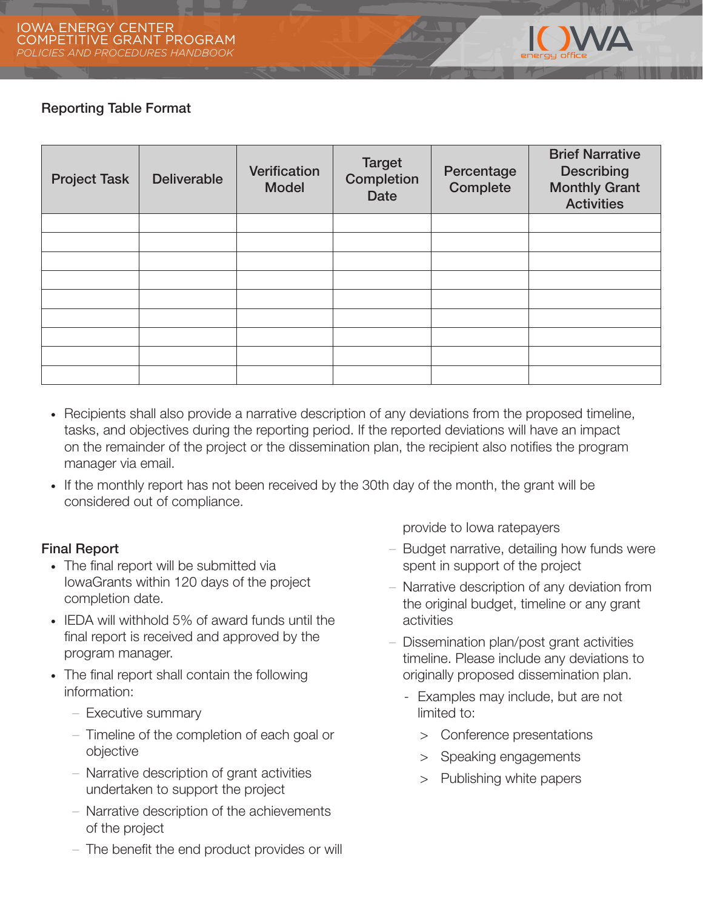### Reporting Table Format

| Project Task | Deliverable | Verification Model | Target Completion Date | Percentage Complete | Brief Narrative Describing Monthly Grant Activities |
|---|---|---|---|---|---|
| | | | | | |
| | | | | | |
| | | | | | |
| | | | | | |
| | | | | | |
| | | | | | |
| | | | | | |
| | | | | | |
| | | | | | |

- Recipients shall also provide a narrative description of any deviations from the proposed timeline, tasks, and objectives during the reporting period. If the reported deviations will have an impact on the remainder of the project or the dissemination plan, the recipient also notifies the program manager via email.
- If the monthly report has not been received by the 30th day of the month, the grant will be considered out of compliance.

### Final Report

- The final report will be submitted via IowaGrants within 120 days of the project completion date.
- IEDA will withhold 5% of award funds until the final report is received and approved by the program manager.
- The final report shall contain the following information:
  - Executive summary
  - Timeline of the completion of each goal or objective
  - Narrative description of grant activities undertaken to support the project
  - Narrative description of the achievements of the project
  - The benefit the end product provides or will provide to Iowa ratepayers
  - Budget narrative, detailing how funds were spent in support of the project
  - Narrative description of any deviation from the original budget, timeline or any grant activities
  - Dissemination plan/post grant activities timeline. Please include any deviations to originally proposed dissemination plan.
    - Examples may include, but are not limited to:
      - Conference presentations
      - Speaking engagements
      - Publishing white papers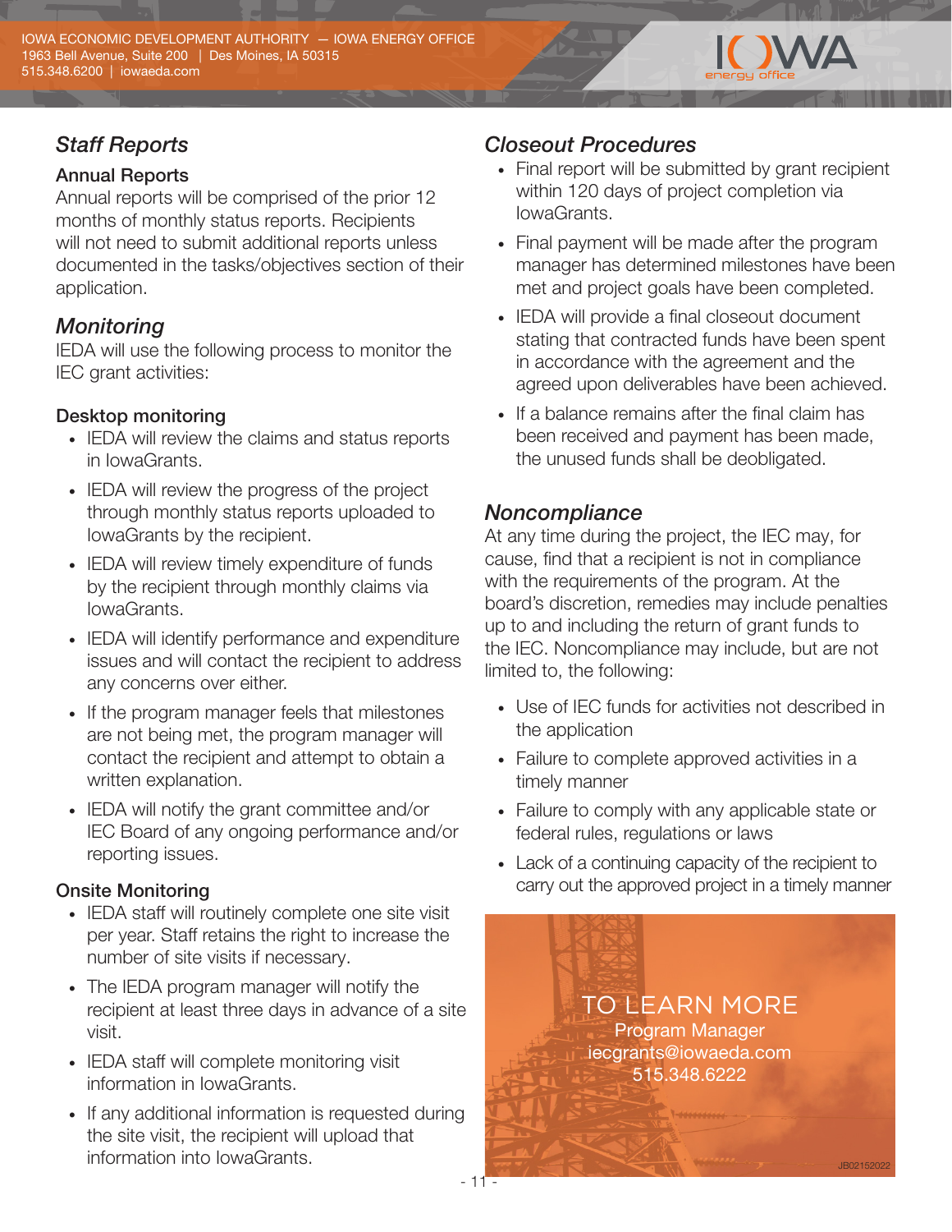## *Staff Reports*

### Annual Reports

Annual reports will be comprised of the prior 12 months of monthly status reports. Recipients will not need to submit additional reports unless documented in the tasks/objectives section of their application.

## *Monitoring*

IEDA will use the following process to monitor the IEC grant activities:

### Desktop monitoring

- IEDA will review the claims and status reports in IowaGrants.
- IEDA will review the progress of the project through monthly status reports uploaded to IowaGrants by the recipient.
- IEDA will review timely expenditure of funds by the recipient through monthly claims via IowaGrants.
- IEDA will identify performance and expenditure issues and will contact the recipient to address any concerns over either.
- If the program manager feels that milestones are not being met, the program manager will contact the recipient and attempt to obtain a written explanation.
- IEDA will notify the grant committee and/or IEC Board of any ongoing performance and/or reporting issues.

### Onsite Monitoring

- IEDA staff will routinely complete one site visit per year. Staff retains the right to increase the number of site visits if necessary.
- The IEDA program manager will notify the recipient at least three days in advance of a site visit.
- IEDA staff will complete monitoring visit information in IowaGrants.
- If any additional information is requested during the site visit, the recipient will upload that information into IowaGrants.

## *Closeout Procedures*

- Final report will be submitted by grant recipient within 120 days of project completion via IowaGrants.
- Final payment will be made after the program manager has determined milestones have been met and project goals have been completed.
- IEDA will provide a final closeout document stating that contracted funds have been spent in accordance with the agreement and the agreed upon deliverables have been achieved.
- If a balance remains after the final claim has been received and payment has been made, the unused funds shall be deobligated.

## *Noncompliance*

At any time during the project, the IEC may, for cause, find that a recipient is not in compliance with the requirements of the program. At the board's discretion, remedies may include penalties up to and including the return of grant funds to the IEC. Noncompliance may include, but are not limited to, the following:

- Use of IEC funds for activities not described in the application
- Failure to complete approved activities in a timely manner
- Failure to comply with any applicable state or federal rules, regulations or laws
- Lack of a continuing capacity of the recipient to carry out the approved project in a timely manner

TO LEARN MORE

Program Manager
iecgrants@iowaeda.com
515.348.6222

JB02152022